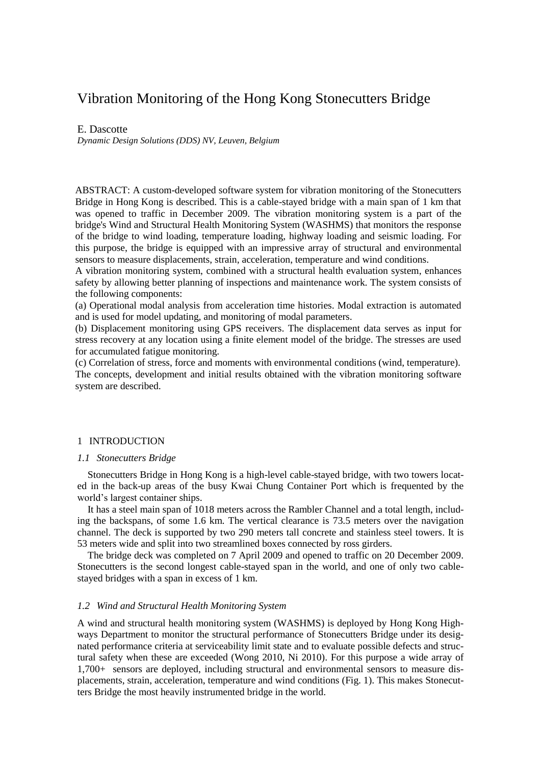# Vibration Monitoring of the Hong Kong Stonecutters Bridge

E. Dascotte

*Dynamic Design Solutions (DDS) NV, Leuven, Belgium*

ABSTRACT: A custom-developed software system for vibration monitoring of the Stonecutters Bridge in Hong Kong is described. This is a cable-stayed bridge with a main span of 1 km that was opened to traffic in December 2009. The vibration monitoring system is a part of the bridge's Wind and Structural Health Monitoring System (WASHMS) that monitors the response of the bridge to wind loading, temperature loading, highway loading and seismic loading. For this purpose, the bridge is equipped with an impressive array of structural and environmental sensors to measure displacements, strain, acceleration, temperature and wind conditions.
A vibration monitoring system, combined with a structural health evaluation system, enhances safety by allowing better planning of inspections and maintenance work. The system consists of the following components:
(a) Operational modal analysis from acceleration time histories. Modal extraction is automated and is used for model updating, and monitoring of modal parameters.
(b) Displacement monitoring using GPS receivers. The displacement data serves as input for stress recovery at any location using a finite element model of the bridge. The stresses are used for accumulated fatigue monitoring.
(c) Correlation of stress, force and moments with environmental conditions (wind, temperature).
The concepts, development and initial results obtained with the vibration monitoring software system are described.

## 1 INTRODUCTION

### *1.1 Stonecutters Bridge*

Stonecutters Bridge in Hong Kong is a high-level cable-stayed bridge, with two towers located in the back-up areas of the busy Kwai Chung Container Port which is frequented by the world's largest container ships.

It has a steel main span of 1018 meters across the Rambler Channel and a total length, including the backspans, of some 1.6 km. The vertical clearance is 73.5 meters over the navigation channel. The deck is supported by two 290 meters tall concrete and stainless steel towers. It is 53 meters wide and split into two streamlined boxes connected by ross girders.

The bridge deck was completed on 7 April 2009 and opened to traffic on 20 December 2009. Stonecutters is the second longest cable-stayed span in the world, and one of only two cable-stayed bridges with a span in excess of 1 km.

### *1.2 Wind and Structural Health Monitoring System*

A wind and structural health monitoring system (WASHMS) is deployed by Hong Kong Highways Department to monitor the structural performance of Stonecutters Bridge under its designated performance criteria at serviceability limit state and to evaluate possible defects and structural safety when these are exceeded (Wong 2010, Ni 2010). For this purpose a wide array of 1,700+ sensors are deployed, including structural and environmental sensors to measure displacements, strain, acceleration, temperature and wind conditions (Fig. 1). This makes Stonecutters Bridge the most heavily instrumented bridge in the world.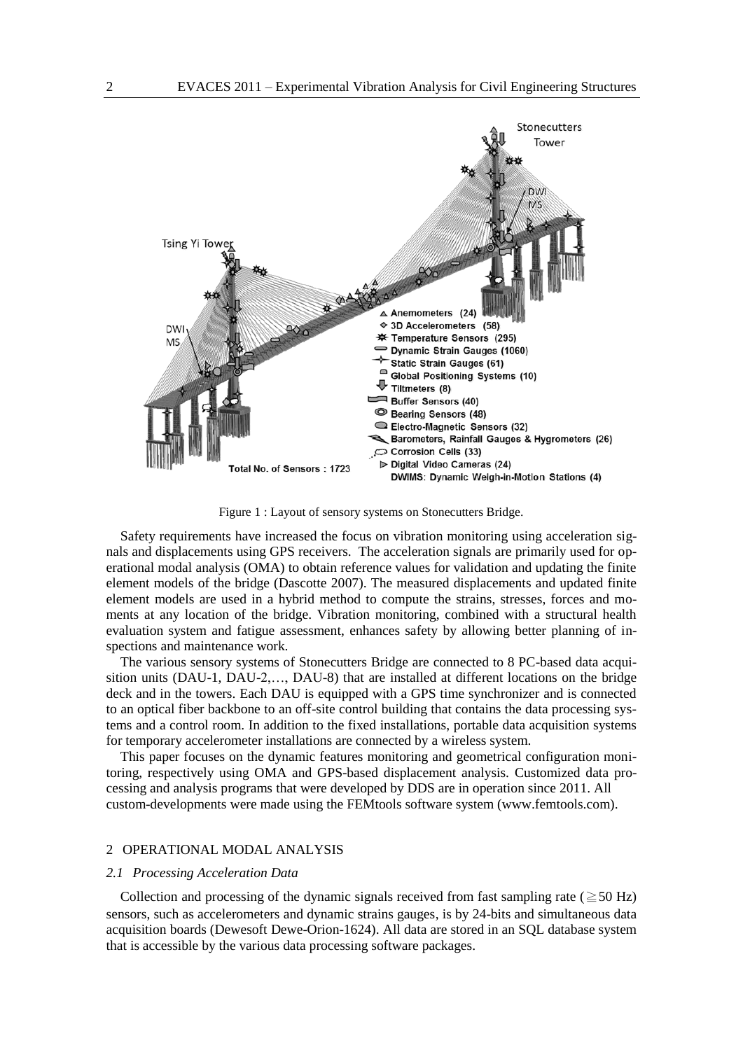Figure 1 : Layout of sensory systems on Stonecutters Bridge.

Safety requirements have increased the focus on vibration monitoring using acceleration signals and displacements using GPS receivers. The acceleration signals are primarily used for operational modal analysis (OMA) to obtain reference values for validation and updating the finite element models of the bridge (Dascotte 2007). The measured displacements and updated finite element models are used in a hybrid method to compute the strains, stresses, forces and moments at any location of the bridge. Vibration monitoring, combined with a structural health evaluation system and fatigue assessment, enhances safety by allowing better planning of inspections and maintenance work.

The various sensory systems of Stonecutters Bridge are connected to 8 PC-based data acquisition units (DAU-1, DAU-2,…, DAU-8) that are installed at different locations on the bridge deck and in the towers. Each DAU is equipped with a GPS time synchronizer and is connected to an optical fiber backbone to an off-site control building that contains the data processing systems and a control room. In addition to the fixed installations, portable data acquisition systems for temporary accelerometer installations are connected by a wireless system.

This paper focuses on the dynamic features monitoring and geometrical configuration monitoring, respectively using OMA and GPS-based displacement analysis. Customized data processing and analysis programs that were developed by DDS are in operation since 2011. All custom-developments were made using the FEMtools software system (www.femtools.com).

## 2 OPERATIONAL MODAL ANALYSIS

### *2.1 Processing Acceleration Data*

Collection and processing of the dynamic signals received from fast sampling rate ($\geqq$50 Hz) sensors, such as accelerometers and dynamic strains gauges, is by 24-bits and simultaneous data acquisition boards (Dewesoft Dewe-Orion-1624). All data are stored in an SQL database system that is accessible by the various data processing software packages.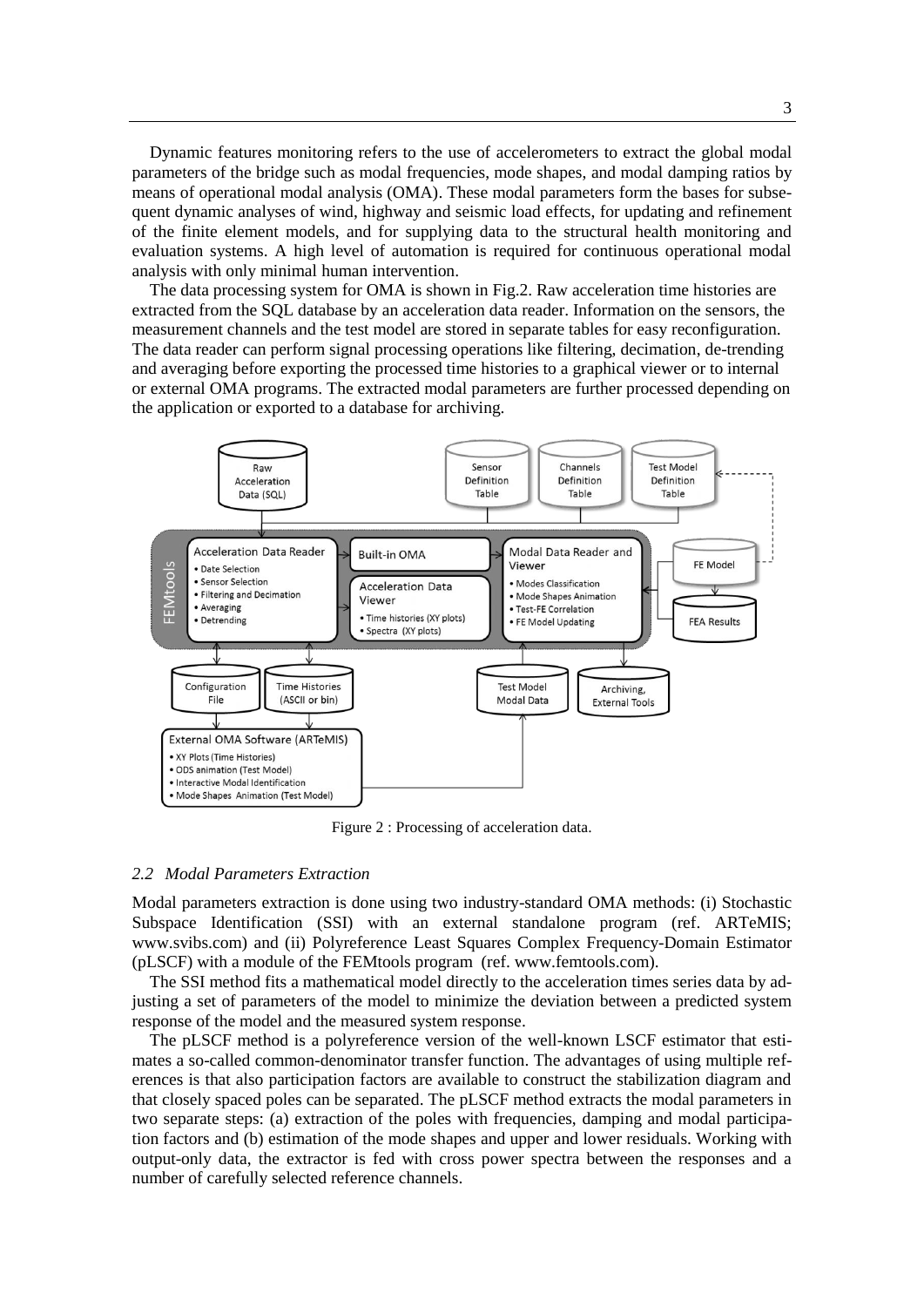Dynamic features monitoring refers to the use of accelerometers to extract the global modal parameters of the bridge such as modal frequencies, mode shapes, and modal damping ratios by means of operational modal analysis (OMA). These modal parameters form the bases for subsequent dynamic analyses of wind, highway and seismic load effects, for updating and refinement of the finite element models, and for supplying data to the structural health monitoring and evaluation systems. A high level of automation is required for continuous operational modal analysis with only minimal human intervention.

The data processing system for OMA is shown in Fig.2. Raw acceleration time histories are extracted from the SQL database by an acceleration data reader. Information on the sensors, the measurement channels and the test model are stored in separate tables for easy reconfiguration. The data reader can perform signal processing operations like filtering, decimation, de-trending and averaging before exporting the processed time histories to a graphical viewer or to internal or external OMA programs. The extracted modal parameters are further processed depending on the application or exported to a database for archiving.

Figure 2 : Processing of acceleration data.

### *2.2 Modal Parameters Extraction*

Modal parameters extraction is done using two industry-standard OMA methods: (i) Stochastic Subspace Identification (SSI) with an external standalone program (ref. ARTeMIS; www.svibs.com) and (ii) Polyreference Least Squares Complex Frequency-Domain Estimator (pLSCF) with a module of the FEMtools program (ref. www.femtools.com).

The SSI method fits a mathematical model directly to the acceleration times series data by adjusting a set of parameters of the model to minimize the deviation between a predicted system response of the model and the measured system response.

The pLSCF method is a polyreference version of the well-known LSCF estimator that estimates a so-called common-denominator transfer function. The advantages of using multiple references is that also participation factors are available to construct the stabilization diagram and that closely spaced poles can be separated. The pLSCF method extracts the modal parameters in two separate steps: (a) extraction of the poles with frequencies, damping and modal participation factors and (b) estimation of the mode shapes and upper and lower residuals. Working with output-only data, the extractor is fed with cross power spectra between the responses and a number of carefully selected reference channels.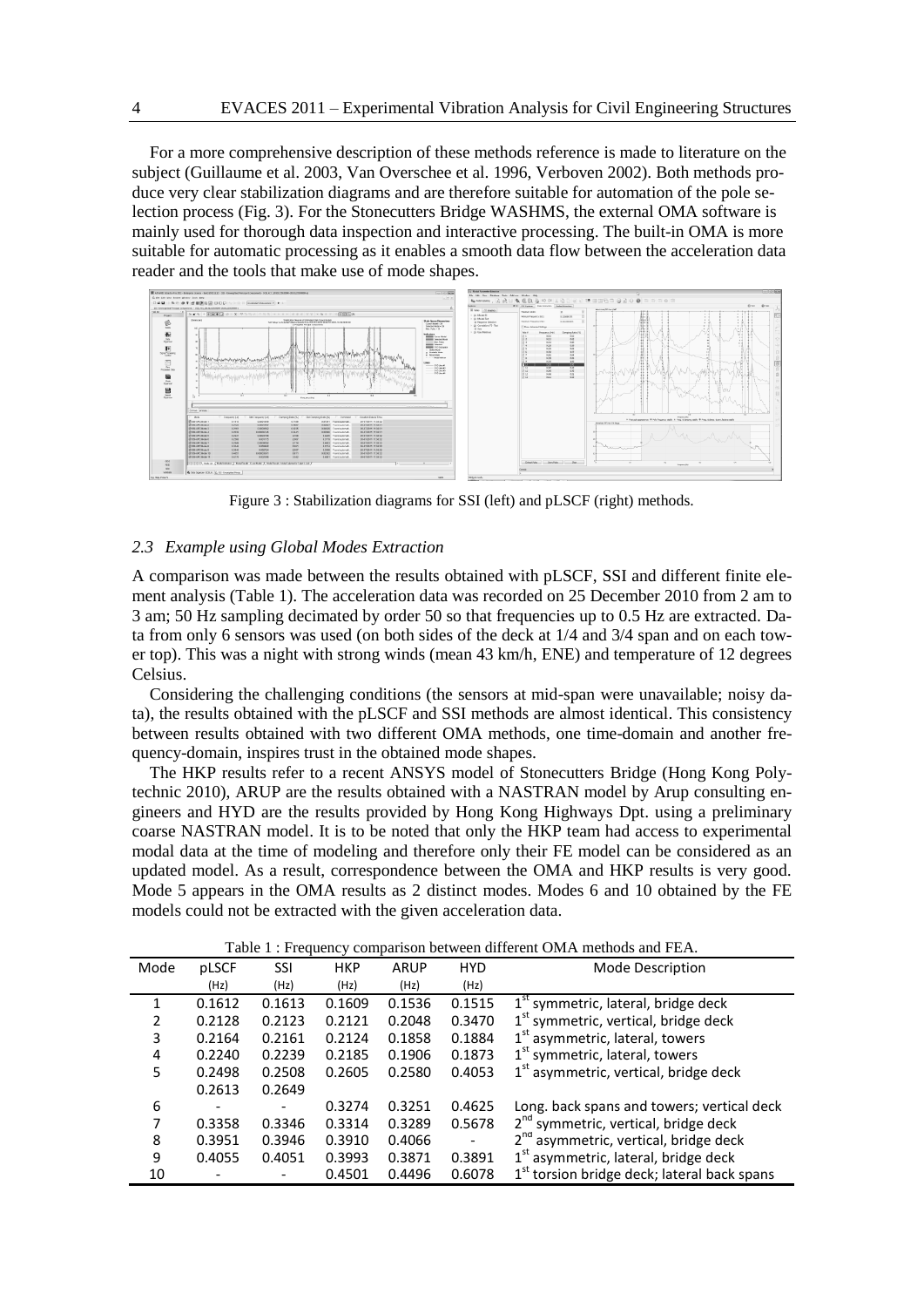For a more comprehensive description of these methods reference is made to literature on the subject (Guillaume et al. 2003, Van Overschee et al. 1996, Verboven 2002). Both methods produce very clear stabilization diagrams and are therefore suitable for automation of the pole selection process (Fig. 3). For the Stonecutters Bridge WASHMS, the external OMA software is mainly used for thorough data inspection and interactive processing. The built-in OMA is more suitable for automatic processing as it enables a smooth data flow between the acceleration data reader and the tools that make use of mode shapes.

Figure 3 : Stabilization diagrams for SSI (left) and pLSCF (right) methods.

### *2.3 Example using Global Modes Extraction*

A comparison was made between the results obtained with pLSCF, SSI and different finite element analysis (Table 1). The acceleration data was recorded on 25 December 2010 from 2 am to 3 am; 50 Hz sampling decimated by order 50 so that frequencies up to 0.5 Hz are extracted. Data from only 6 sensors was used (on both sides of the deck at 1/4 and 3/4 span and on each tower top). This was a night with strong winds (mean 43 km/h, ENE) and temperature of 12 degrees Celsius.

Considering the challenging conditions (the sensors at mid-span were unavailable; noisy data), the results obtained with the pLSCF and SSI methods are almost identical. This consistency between results obtained with two different OMA methods, one time-domain and another frequency-domain, inspires trust in the obtained mode shapes.

The HKP results refer to a recent ANSYS model of Stonecutters Bridge (Hong Kong Polytechnic 2010), ARUP are the results obtained with a NASTRAN model by Arup consulting engineers and HYD are the results provided by Hong Kong Highways Dpt. using a preliminary coarse NASTRAN model. It is to be noted that only the HKP team had access to experimental modal data at the time of modeling and therefore only their FE model can be considered as an updated model. As a result, correspondence between the OMA and HKP results is very good. Mode 5 appears in the OMA results as 2 distinct modes. Modes 6 and 10 obtained by the FE models could not be extracted with the given acceleration data.

Table 1 : Frequency comparison between different OMA methods and FEA.

| Mode | pLSCF (Hz) | SSI (Hz) | HKP (Hz) | ARUP (Hz) | HYD (Hz) | Mode Description |
|---|---|---|---|---|---|---|
| 1 | 0.1612 | 0.1613 | 0.1609 | 0.1536 | 0.1515 | 1st symmetric, lateral, bridge deck |
| 2 | 0.2128 | 0.2123 | 0.2121 | 0.2048 | 0.3470 | 1st symmetric, vertical, bridge deck |
| 3 | 0.2164 | 0.2161 | 0.2124 | 0.1858 | 0.1884 | 1st asymmetric, lateral, towers |
| 4 | 0.2240 | 0.2239 | 0.2185 | 0.1906 | 0.1873 | 1st symmetric, lateral, towers |
| 5 | 0.2498 | 0.2508 | 0.2605 | 0.2580 | 0.4053 | 1st asymmetric, vertical, bridge deck |
| | 0.2613 | 0.2649 | | | | |
| 6 | - | - | 0.3274 | 0.3251 | 0.4625 | Long. back spans and towers; vertical deck |
| 7 | 0.3358 | 0.3346 | 0.3314 | 0.3289 | 0.5678 | 2nd symmetric, vertical, bridge deck |
| 8 | 0.3951 | 0.3946 | 0.3910 | 0.4066 | - | 2nd asymmetric, vertical, bridge deck |
| 9 | 0.4055 | 0.4051 | 0.3993 | 0.3871 | 0.3891 | 1st asymmetric, lateral, bridge deck |
| 10 | - | - | 0.4501 | 0.4496 | 0.6078 | 1st torsion bridge deck; lateral back spans |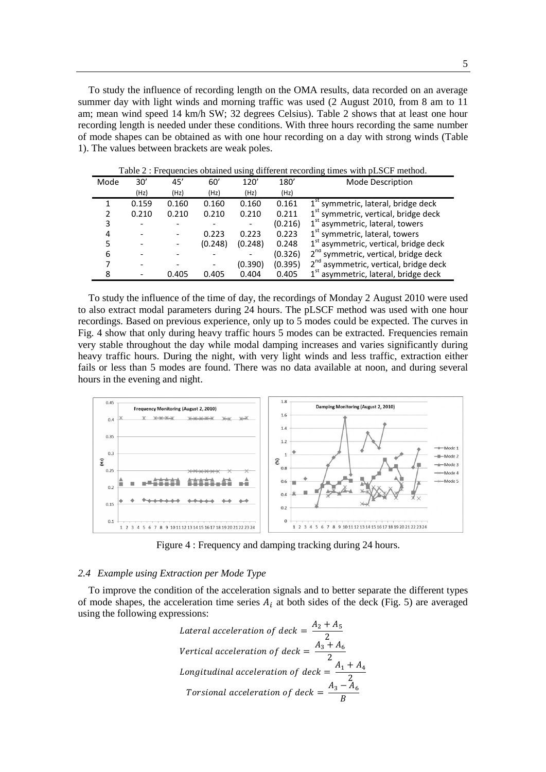To study the influence of recording length on the OMA results, data recorded on an average summer day with light winds and morning traffic was used (2 August 2010, from 8 am to 11 am; mean wind speed 14 km/h SW; 32 degrees Celsius). Table 2 shows that at least one hour recording length is needed under these conditions. With three hours recording the same number of mode shapes can be obtained as with one hour recording on a day with strong winds (Table 1). The values between brackets are weak poles.

Table 2 : Frequencies obtained using different recording times with pLSCF method.

| Mode | 30′ (Hz) | 45′ (Hz) | 60′ (Hz) | 120′ (Hz) | 180′ (Hz) | Mode Description |
|---|---|---|---|---|---|---|
| 1 | 0.159 | 0.160 | 0.160 | 0.160 | 0.161 | 1st symmetric, lateral, bridge deck |
| 2 | 0.210 | 0.210 | 0.210 | 0.210 | 0.211 | 1st symmetric, vertical, bridge deck |
| 3 | - | - | - | - | (0.216) | 1st asymmetric, lateral, towers |
| 4 | - | - | 0.223 | 0.223 | 0.223 | 1st symmetric, lateral, towers |
| 5 | - | - | (0.248) | (0.248) | 0.248 | 1st asymmetric, vertical, bridge deck |
| 6 | - | - | - | - | (0.326) | 2nd symmetric, vertical, bridge deck |
| 7 | - | - | - | (0.390) | (0.395) | 2nd asymmetric, vertical, bridge deck |
| 8 | - | 0.405 | 0.405 | 0.404 | 0.405 | 1st asymmetric, lateral, bridge deck |

To study the influence of the time of day, the recordings of Monday 2 August 2010 were used to also extract modal parameters during 24 hours. The pLSCF method was used with one hour recordings. Based on previous experience, only up to 5 modes could be expected. The curves in Fig. 4 show that only during heavy traffic hours 5 modes can be extracted. Frequencies remain very stable throughout the day while modal damping increases and varies significantly during heavy traffic hours. During the night, with very light winds and less traffic, extraction either fails or less than 5 modes are found. There was no data available at noon, and during several hours in the evening and night.

Figure 4 : Frequency and damping tracking during 24 hours.

### 2.4 *Example using Extraction per Mode Type*

To improve the condition of the acceleration signals and to better separate the different types of mode shapes, the acceleration time series $A_i$ at both sides of the deck (Fig. 5) are averaged using the following expressions:

$$Lateral\ acceleration\ of\ deck = \frac{A_2 + A_5}{2}$$

$$Vertical\ acceleration\ of\ deck = \frac{A_3 + A_6}{2}$$

$$Longitudinal\ acceleration\ of\ deck = \frac{A_1 + A_4}{2}$$

$$Torsional\ acceleration\ of\ deck = \frac{A_3 - A_6}{B}$$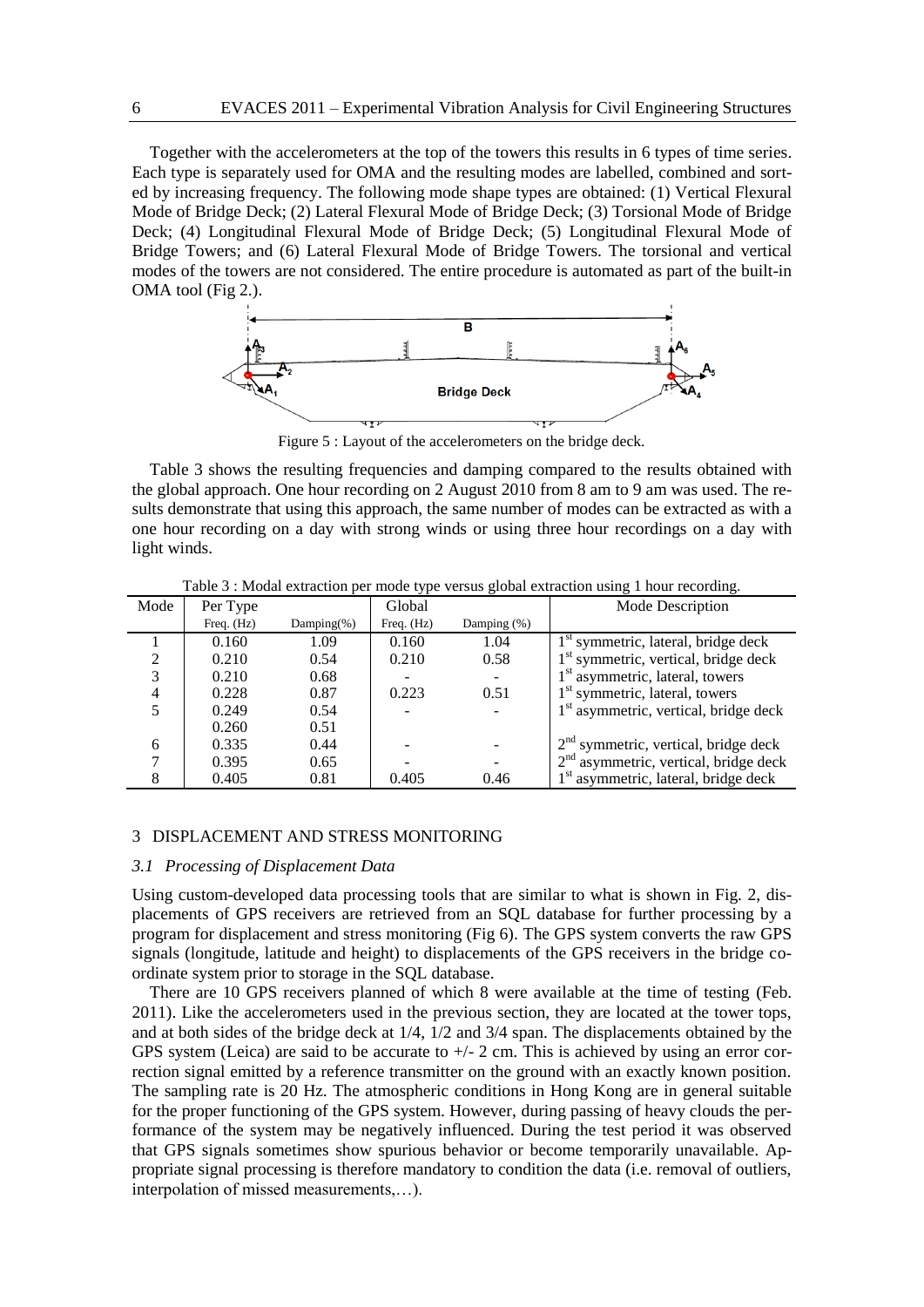Together with the accelerometers at the top of the towers this results in 6 types of time series. Each type is separately used for OMA and the resulting modes are labelled, combined and sorted by increasing frequency. The following mode shape types are obtained: (1) Vertical Flexural Mode of Bridge Deck; (2) Lateral Flexural Mode of Bridge Deck; (3) Torsional Mode of Bridge Deck; (4) Longitudinal Flexural Mode of Bridge Deck; (5) Longitudinal Flexural Mode of Bridge Towers; and (6) Lateral Flexural Mode of Bridge Towers. The torsional and vertical modes of the towers are not considered. The entire procedure is automated as part of the built-in OMA tool (Fig 2.).

Figure 5 : Layout of the accelerometers on the bridge deck.

Table 3 shows the resulting frequencies and damping compared to the results obtained with the global approach. One hour recording on 2 August 2010 from 8 am to 9 am was used. The results demonstrate that using this approach, the same number of modes can be extracted as with a one hour recording on a day with strong winds or using three hour recordings on a day with light winds.

Table 3 : Modal extraction per mode type versus global extraction using 1 hour recording.

| Mode | Per Type | | Global | | Mode Description |
|---|---|---|---|---|---|
| | Freq. (Hz) | Damping(%) | Freq. (Hz) | Damping (%) | |
| 1 | 0.160 | 1.09 | 0.160 | 1.04 | 1st symmetric, lateral, bridge deck |
| 2 | 0.210 | 0.54 | 0.210 | 0.58 | 1st symmetric, vertical, bridge deck |
| 3 | 0.210 | 0.68 | - | - | 1st asymmetric, lateral, towers |
| 4 | 0.228 | 0.87 | 0.223 | 0.51 | 1st symmetric, lateral, towers |
| 5 | 0.249 | 0.54 | - | - | 1st asymmetric, vertical, bridge deck |
| | 0.260 | 0.51 | | | |
| 6 | 0.335 | 0.44 | - | - | 2nd symmetric, vertical, bridge deck |
| 7 | 0.395 | 0.65 | - | - | 2nd asymmetric, vertical, bridge deck |
| 8 | 0.405 | 0.81 | 0.405 | 0.46 | 1st asymmetric, lateral, bridge deck |

## 3 DISPLACEMENT AND STRESS MONITORING

### 3.1 *Processing of Displacement Data*

Using custom-developed data processing tools that are similar to what is shown in Fig. 2, displacements of GPS receivers are retrieved from an SQL database for further processing by a program for displacement and stress monitoring (Fig 6). The GPS system converts the raw GPS signals (longitude, latitude and height) to displacements of the GPS receivers in the bridge coordinate system prior to storage in the SQL database.

There are 10 GPS receivers planned of which 8 were available at the time of testing (Feb. 2011). Like the accelerometers used in the previous section, they are located at the tower tops, and at both sides of the bridge deck at 1/4, 1/2 and 3/4 span. The displacements obtained by the GPS system (Leica) are said to be accurate to +/- 2 cm. This is achieved by using an error correction signal emitted by a reference transmitter on the ground with an exactly known position. The sampling rate is 20 Hz. The atmospheric conditions in Hong Kong are in general suitable for the proper functioning of the GPS system. However, during passing of heavy clouds the performance of the system may be negatively influenced. During the test period it was observed that GPS signals sometimes show spurious behavior or become temporarily unavailable. Appropriate signal processing is therefore mandatory to condition the data (i.e. removal of outliers, interpolation of missed measurements,…).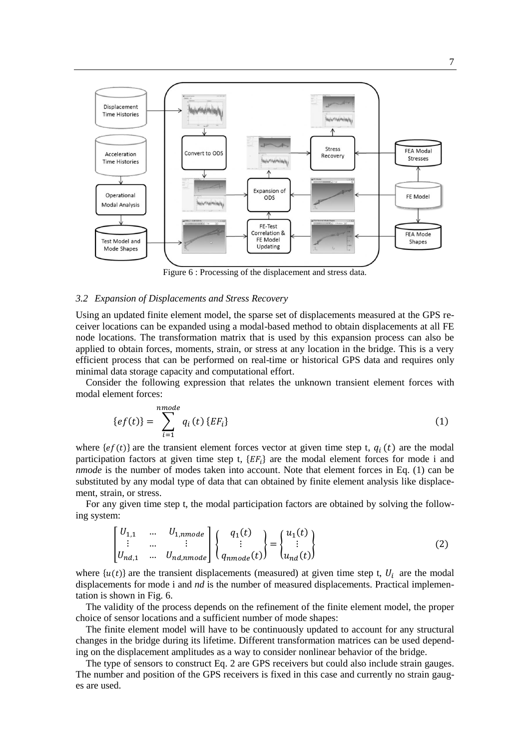Figure 6 : Processing of the displacement and stress data.

### 3.2 Expansion of Displacements and Stress Recovery

Using an updated finite element model, the sparse set of displacements measured at the GPS receiver locations can be expanded using a modal-based method to obtain displacements at all FE node locations. The transformation matrix that is used by this expansion process can also be applied to obtain forces, moments, strain, or stress at any location in the bridge. This is a very efficient process that can be performed on real-time or historical GPS data and requires only minimal data storage capacity and computational effort.

Consider the following expression that relates the unknown transient element forces with modal element forces:

$$\{ef(t)\} = \sum_{i=1}^{nmode} q_i\,(t)\,\{EF_i\} \tag{1}$$

where $\{ef(t)\}$ are the transient element forces vector at given time step t, $q_i\,(t)$ are the modal participation factors at given time step t, $\{EF_i\}$ are the modal element forces for mode i and *nmode* is the number of modes taken into account. Note that element forces in Eq. (1) can be substituted by any modal type of data that can obtained by finite element analysis like displacement, strain, or stress.

For any given time step t, the modal participation factors are obtained by solving the following system:

$$\begin{bmatrix} U_{1,1} & \dots & U_{1,nmode} \\ \vdots & \dots & \vdots \\ U_{nd,1} & \dots & U_{nd,nmode} \end{bmatrix} \begin{Bmatrix} q_1(t) \\ \vdots \\ q_{nmode}(t) \end{Bmatrix} = \begin{Bmatrix} u_1(t) \\ \vdots \\ u_{nd}(t) \end{Bmatrix} \tag{2}$$

where $\{u(t)\}$ are the transient displacements (measured) at given time step t, $U_i$ are the modal displacements for mode i and *nd* is the number of measured displacements. Practical implementation is shown in Fig. 6.

The validity of the process depends on the refinement of the finite element model, the proper choice of sensor locations and a sufficient number of mode shapes:

The finite element model will have to be continuously updated to account for any structural changes in the bridge during its lifetime. Different transformation matrices can be used depending on the displacement amplitudes as a way to consider nonlinear behavior of the bridge.

The type of sensors to construct Eq. 2 are GPS receivers but could also include strain gauges. The number and position of the GPS receivers is fixed in this case and currently no strain gauges are used.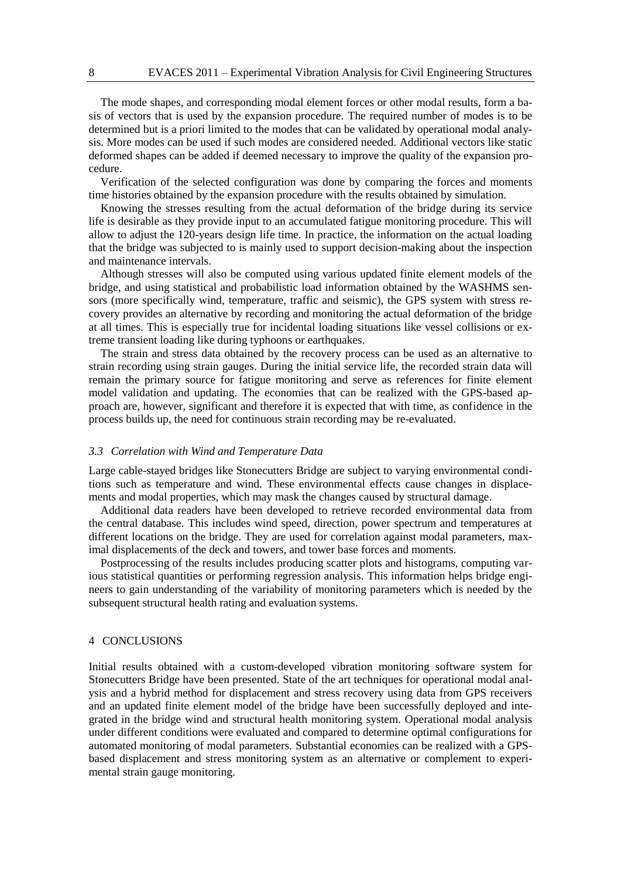The mode shapes, and corresponding modal element forces or other modal results, form a basis of vectors that is used by the expansion procedure. The required number of modes is to be determined but is a priori limited to the modes that can be validated by operational modal analysis. More modes can be used if such modes are considered needed. Additional vectors like static deformed shapes can be added if deemed necessary to improve the quality of the expansion procedure.

Verification of the selected configuration was done by comparing the forces and moments time histories obtained by the expansion procedure with the results obtained by simulation.

Knowing the stresses resulting from the actual deformation of the bridge during its service life is desirable as they provide input to an accumulated fatigue monitoring procedure. This will allow to adjust the 120-years design life time. In practice, the information on the actual loading that the bridge was subjected to is mainly used to support decision-making about the inspection and maintenance intervals.

Although stresses will also be computed using various updated finite element models of the bridge, and using statistical and probabilistic load information obtained by the WASHMS sensors (more specifically wind, temperature, traffic and seismic), the GPS system with stress recovery provides an alternative by recording and monitoring the actual deformation of the bridge at all times. This is especially true for incidental loading situations like vessel collisions or extreme transient loading like during typhoons or earthquakes.

The strain and stress data obtained by the recovery process can be used as an alternative to strain recording using strain gauges. During the initial service life, the recorded strain data will remain the primary source for fatigue monitoring and serve as references for finite element model validation and updating. The economies that can be realized with the GPS-based approach are, however, significant and therefore it is expected that with time, as confidence in the process builds up, the need for continuous strain recording may be re-evaluated.

### *3.3 Correlation with Wind and Temperature Data*

Large cable-stayed bridges like Stonecutters Bridge are subject to varying environmental conditions such as temperature and wind. These environmental effects cause changes in displacements and modal properties, which may mask the changes caused by structural damage.

Additional data readers have been developed to retrieve recorded environmental data from the central database. This includes wind speed, direction, power spectrum and temperatures at different locations on the bridge. They are used for correlation against modal parameters, maximal displacements of the deck and towers, and tower base forces and moments.

Postprocessing of the results includes producing scatter plots and histograms, computing various statistical quantities or performing regression analysis. This information helps bridge engineers to gain understanding of the variability of monitoring parameters which is needed by the subsequent structural health rating and evaluation systems.

## 4 CONCLUSIONS

Initial results obtained with a custom-developed vibration monitoring software system for Stonecutters Bridge have been presented. State of the art techniques for operational modal analysis and a hybrid method for displacement and stress recovery using data from GPS receivers and an updated finite element model of the bridge have been successfully deployed and integrated in the bridge wind and structural health monitoring system. Operational modal analysis under different conditions were evaluated and compared to determine optimal configurations for automated monitoring of modal parameters. Substantial economies can be realized with a GPS-based displacement and stress monitoring system as an alternative or complement to experimental strain gauge monitoring.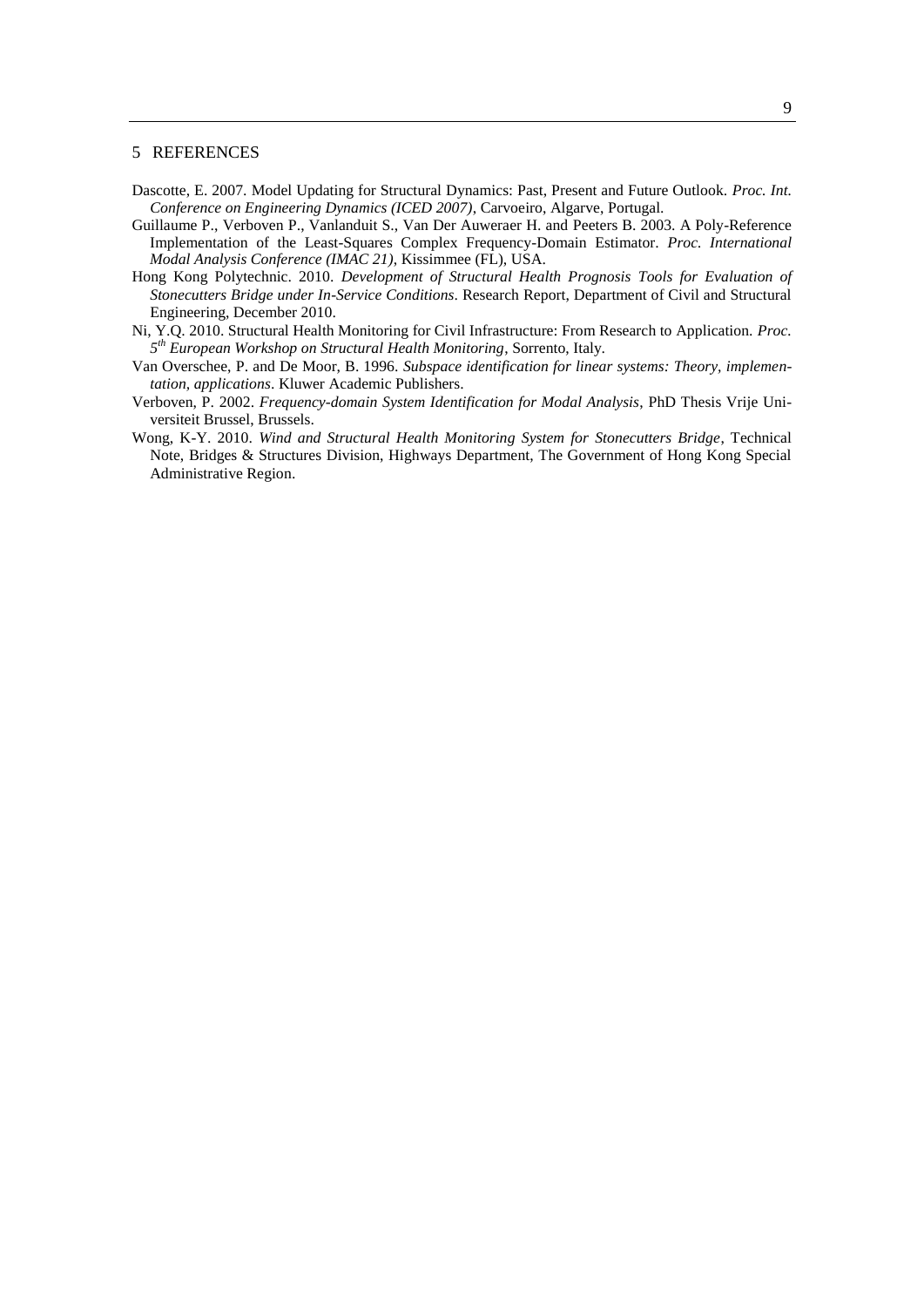## 5 REFERENCES

Dascotte, E. 2007. Model Updating for Structural Dynamics: Past, Present and Future Outlook. *Proc. Int. Conference on Engineering Dynamics (ICED 2007)*, Carvoeiro, Algarve, Portugal.

Guillaume P., Verboven P., Vanlanduit S., Van Der Auweraer H. and Peeters B. 2003. A Poly-Reference Implementation of the Least-Squares Complex Frequency-Domain Estimator. *Proc. International Modal Analysis Conference (IMAC 21)*, Kissimmee (FL), USA.

Hong Kong Polytechnic. 2010. *Development of Structural Health Prognosis Tools for Evaluation of Stonecutters Bridge under In-Service Conditions*. Research Report, Department of Civil and Structural Engineering, December 2010.

Ni, Y.Q. 2010. Structural Health Monitoring for Civil Infrastructure: From Research to Application. *Proc. 5th European Workshop on Structural Health Monitoring*, Sorrento, Italy.

Van Overschee, P. and De Moor, B. 1996. *Subspace identification for linear systems: Theory, implementation, applications*. Kluwer Academic Publishers.

Verboven, P. 2002. *Frequency-domain System Identification for Modal Analysis*, PhD Thesis Vrije Universiteit Brussel, Brussels.

Wong, K-Y. 2010. *Wind and Structural Health Monitoring System for Stonecutters Bridge*, Technical Note, Bridges & Structures Division, Highways Department, The Government of Hong Kong Special Administrative Region.